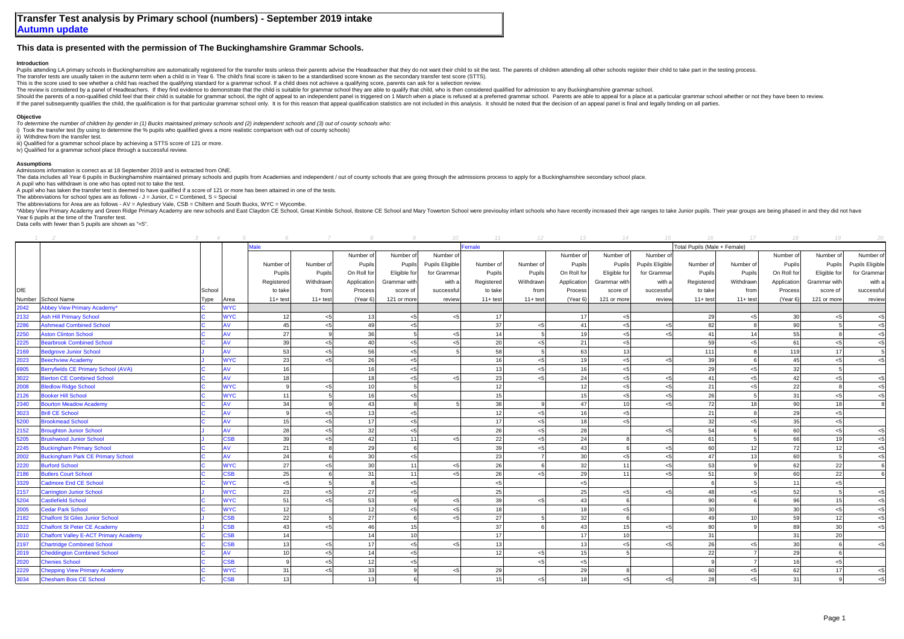# Transfer Test analysis by Primary school (numbers) - September 2019 intake
## Autumn update

### This data is presented with the permission of The Buckinghamshire Grammar Schools.

**Introduction**

Pupils attending LA primary schools in Buckinghamshire are automatically registered for the transfer tests unless their parents advise the Headteacher that they do not want their child to sit the test. The parents of children attending all other schools register their child to take part in the testing process.
The transfer tests are usually taken in the autumn term when a child is in Year 6. The child's final score is taken to be a standardised score known as the secondary transfer test score (STTS).
This is the score used to see whether a child has reached the qualifying standard for a grammar school. If a child does not achieve a qualifying score, parents can ask for a selection review.
The review is considered by a panel of Headteachers. If they find evidence to demonstrate that the child is suitable for grammar school they are able to qualify that child, who is then considered qualified for admission to any Buckinghamshire grammar school.
Should the parents of a non-qualified child feel that their child is suitable for grammar school, the right of appeal to an independent panel is triggered on 1 March when a place is refused at a preferred grammar school. Parents are able to appeal for a place at a particular grammar school whether or not they have been to review.
If the panel subsequently qualifies the child, the qualification is for that particular grammar school only. It is for this reason that appeal qualification statistics are not included in this analysis. It should be noted that the decision of an appeal panel is final and legally binding on all parties.

**Objective**

*To determine the number of children by gender in (1) Bucks maintained primary schools and (2) independent schools and (3) out of county schools who:*
i) Took the transfer test (by using to determine the % pupils who qualified gives a more realistic comparison with out of county schools)
ii) Withdrew from the transfer test.
iii) Qualified for a grammar school place by achieving a STTS score of 121 or more.
iv) Qualified for a grammar school place through a successful review.

**Assumptions**

Admissions information is correct as at 18 September 2019 and is extracted from ONE.
The data includes all Year 6 pupils in Buckinghamshire maintained primary schools and pupils from Academies and independent / out of county schools that are going through the admissions process to apply for a Buckinghamshire secondary school place.
A pupil who has withdrawn is one who has opted not to take the test.
A pupil who has taken the transfer test is deemed to have qualified if a score of 121 or more has been attained in one of the tests.
The abbreviations for school types are as follows - J = Junior, C = Combined, S = Special
The abbreviations for Area are as follows - AV = Aylesbury Vale, CSB = Chiltern and South Bucks, WYC = Wycombe.
*Abbey View Primary Academy and Green Ridge Primary Academy are new schools and East Claydon CE School, Great Kimble School, Ibstone CE School and Mary Towerton School were previoulsy infant schools who have recently increased their age ranges to take Junior pupils. Their year groups are being phased in and they did not have Year 6 pupils at the time of the Transfer test.
Data cells with fewer than 5 pupils are shown as "<5".

| 1 | 2 | 3 | 4 | 5 | 6 | 7 | 8 | 9 | 10 | 11 | 12 | 13 | 14 | 15 | 16 | 17 | 18 | 19 | 20 |
|---|---|---|---|---|---|---|---|---|---|---|---|---|---|---|---|---|---|---|---|
| | | | | Male | | | | | Female | | | | | Total Pupils (Male + Female) | | | | |
| DfE Number | School Name | School Type | Area | Number of Pupils Registered to take 11+ test | Number of Pupils Withdrawn from 11+ test | Number of Pupils On Roll for Application Process (Year 6) | Number of Pupils Eligible for Grammar with score of 121 or more | Number of Pupils Eligible for Grammar with a successful review | Number of Pupils Registered to take 11+ test | Number of Pupils Withdrawn from 11+ test | Number of Pupils On Roll for Application Process (Year 6) | Number of Pupils Eligible for Grammar with score of 121 or more | Number of Pupils Eligible for Grammar with a successful review | Number of Pupils Registered to take 11+ test | Number of Pupils Withdrawn from 11+ test | Number of Pupils On Roll for Application Process (Year 6) | Number of Pupils Eligible for Grammar with score of 121 or more | Number of Pupils Eligible for Grammar with a successful review |
| 2042 | Abbey View Primary Academy* | C | WYC | | | | | | | | | | | | | | | |
| 2132 | Ash Hill Primary School | C | WYC | 12 | <5 | 13 | <5 | <5 | 17 | | 17 | <5 | | 29 | <5 | 30 | <5 | <5 |
| 2286 | Ashmead Combined School | C | AV | 45 | <5 | 49 | <5 | | 37 | <5 | 41 | <5 | <5 | 82 | 8 | 90 | 5 | <5 |
| 2250 | Aston Clinton School | C | AV | 27 | 9 | 36 | 5 | <5 | 14 | 5 | 19 | <5 | <5 | 41 | 14 | 55 | 8 | <5 |
| 2225 | Bearbrook Combined School | C | AV | 39 | <5 | 40 | <5 | <5 | 20 | <5 | 21 | <5 | | 59 | <5 | 61 | <5 | <5 |
| 2169 | Bedgrove Junior School | J | AV | 53 | <5 | 56 | <5 | 5 | 58 | 5 | 63 | 13 | | 111 | 8 | 119 | 17 | 5 |
| 2023 | Beechview Academy | J | WYC | 23 | <5 | 26 | <5 | | 16 | <5 | 19 | <5 | <5 | 39 | 6 | 45 | <5 | <5 |
| 6905 | Berryfields CE Primary School (AVA) | C | AV | 16 | | 16 | <5 | | 13 | <5 | 16 | <5 | | 29 | <5 | 32 | 5 | |
| 3022 | Bierton CE Combined School | C | AV | 18 | | 18 | <5 | <5 | 23 | <5 | 24 | <5 | <5 | 41 | <5 | 42 | <5 | <5 |
| 2008 | Bledlow Ridge School | C | WYC | 9 | <5 | 10 | 5 | | 12 | | 12 | <5 | <5 | 21 | <5 | 22 | 8 | <5 |
| 2126 | Booker Hill School | C | WYC | 11 | 5 | 16 | <5 | | 15 | | 15 | <5 | <5 | 26 | 5 | 31 | <5 | <5 |
| 2340 | Bourton Meadow Academy | C | AV | 34 | 9 | 43 | 8 | 5 | 38 | 9 | 47 | 10 | <5 | 72 | 18 | 90 | 18 | 8 |
| 3023 | Brill CE School | C | AV | 9 | <5 | 13 | <5 | | 12 | <5 | 16 | <5 | | 21 | 8 | 29 | <5 | |
| 5200 | Brookmead School | C | AV | 15 | <5 | 17 | <5 | | 17 | <5 | 18 | <5 | | 32 | <5 | 35 | <5 | |
| 2152 | Broughton Junior School | J | AV | 28 | <5 | 32 | <5 | | 26 | <5 | 28 | | <5 | 54 | 6 | 60 | <5 | <5 |
| 5205 | Brushwood Junior School | J | CSB | 39 | <5 | 42 | 11 | <5 | 22 | <5 | 24 | 8 | | 61 | 5 | 66 | 19 | <5 |
| 2245 | Buckingham Primary School | C | AV | 21 | 8 | 29 | 6 | | 39 | <5 | 43 | 6 | <5 | 60 | 12 | 72 | 12 | <5 |
| 2002 | Buckingham Park CE Primary School | C | AV | 24 | 6 | 30 | <5 | | 23 | 7 | 30 | <5 | <5 | 47 | 13 | 60 | 5 | <5 |
| 2220 | Burford School | C | WYC | 27 | <5 | 30 | 11 | <5 | 26 | 6 | 32 | 11 | <5 | 53 | 9 | 62 | 22 | 6 |
| 2186 | Butlers Court School | C | CSB | 25 | 6 | 31 | 11 | <5 | 26 | <5 | 29 | 11 | <5 | 51 | 9 | 60 | 22 | 6 |
| 3329 | Cadmore End CE School | C | WYC | <5 | 5 | 8 | <5 | | <5 | | <5 | | | 6 | 5 | 11 | <5 | |
| 2157 | Carrington Junior School | J | WYC | 23 | <5 | 27 | <5 | | 25 | | 25 | <5 | <5 | 48 | <5 | 52 | 5 | <5 |
| 5204 | Castlefield School | C | WYC | 51 | <5 | 53 | 9 | <5 | 39 | <5 | 43 | 6 | | 90 | 6 | 96 | 15 | <5 |
| 2005 | Cedar Park School | C | WYC | 12 | | 12 | <5 | <5 | 18 | | 18 | <5 | | 30 | | 30 | <5 | <5 |
| 2182 | Chalfont St Giles Junior School | J | CSB | 22 | 5 | 27 | 6 | <5 | 27 | 5 | 32 | 6 | | 49 | 10 | 59 | 12 | <5 |
| 3322 | Chalfont St Peter CE Academy | J | CSB | 43 | <5 | 46 | 15 | | 37 | 6 | 43 | 15 | <5 | 80 | 9 | 89 | 30 | <5 |
| 2010 | Chalfont Valley E-ACT Primary Academy | C | CSB | 14 | | 14 | 10 | | 17 | | 17 | 10 | | 31 | | 31 | 20 | |
| 2197 | Chartridge Combined School | C | CSB | 13 | <5 | 17 | <5 | <5 | 13 | | 13 | <5 | <5 | 26 | <5 | 30 | 6 | <5 |
| 2019 | Cheddington Combined School | C | AV | 10 | <5 | 14 | <5 | | 12 | <5 | 15 | 5 | | 22 | 7 | 29 | 6 | |
| 2020 | Chenies School | C | CSB | 9 | <5 | 12 | <5 | | | <5 | <5 | | | 9 | 7 | 16 | <5 | |
| 2229 | Chepping View Primary Academy | C | WYC | 31 | <5 | 33 | 9 | <5 | 29 | | 29 | 8 | | 60 | <5 | 62 | 17 | <5 |
| 3034 | Chesham Bois CE School | C | CSB | 13 | | 13 | 6 | | 15 | <5 | 18 | <5 | <5 | 28 | <5 | 31 | 9 | <5 |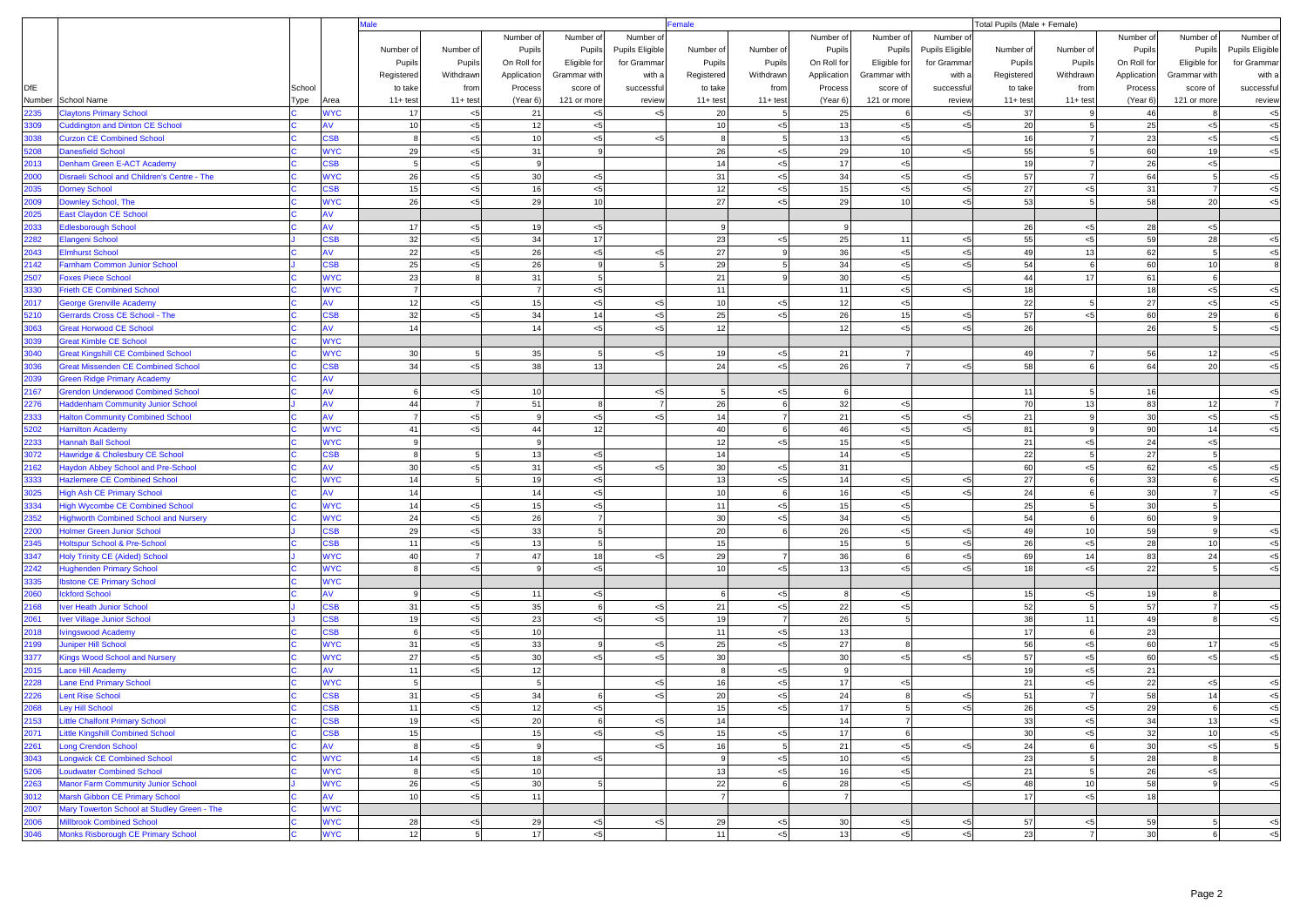| DfE Number | School Name | School Type | Area | Male | | | | | Female | | | | | Total Pupils (Male + Female) | | | | |
|---|---|---|---|---|---|---|---|---|---|---|---|---|---|---|---|---|---|---|
| | | | | Number of Pupils Registered to take 11+ test | Number of Pupils Withdrawn from 11+ test | Number of Pupils On Roll for Application Process (Year 6) | Number of Pupils Eligible for Grammar with score of 121 or more | Number of Pupils Eligible for Grammar with a successful review | Number of Pupils Registered to take 11+ test | Number of Pupils Withdrawn from 11+ test | Number of Pupils On Roll for Application Process (Year 6) | Number of Pupils Eligible for Grammar with score of 121 or more | Number of Pupils Eligible for Grammar with a successful review | Number of Pupils Registered to take 11+ test | Number of Pupils Withdrawn from 11+ test | Number of Pupils On Roll for Application Process (Year 6) | Number of Pupils Eligible for Grammar with score of 121 or more | Number of Pupils Eligible for Grammar with a successful review |
| 2235 | Claytons Primary School | C | WYC | 17 | <5 | 21 | <5 | <5 | 20 | 5 | 25 | 6 | <5 | 37 | 9 | 46 | 8 | <5 |
| 3309 | Cuddington and Dinton CE School | C | AV | 10 | <5 | 12 | <5 | | 10 | <5 | 13 | <5 | <5 | 20 | 5 | 25 | <5 | <5 |
| 3038 | Curzon CE Combined School | C | CSB | 8 | <5 | 10 | <5 | <5 | 8 | 5 | 13 | <5 | | 16 | 7 | 23 | <5 | <5 |
| 5208 | Danesfield School | C | WYC | 29 | <5 | 31 | 9 | | 26 | <5 | 29 | 10 | <5 | 55 | 5 | 60 | 19 | <5 |
| 2013 | Denham Green E-ACT Academy | C | CSB | 5 | <5 | 9 | | | 14 | <5 | 17 | <5 | | 19 | 7 | 26 | <5 | |
| 2000 | Disraeli School and Children's Centre - The | C | WYC | 26 | <5 | 30 | <5 | | 31 | <5 | 34 | <5 | <5 | 57 | 7 | 64 | 5 | <5 |
| 2035 | Dorney School | C | CSB | 15 | <5 | 16 | <5 | | 12 | <5 | 15 | <5 | <5 | 27 | <5 | 31 | 7 | <5 |
| 2009 | Downley School, The | C | WYC | 26 | <5 | 29 | 10 | | 27 | <5 | 29 | 10 | <5 | 53 | 5 | 58 | 20 | <5 |
| 2025 | East Claydon CE School | C | AV | | | | | | | | | | | | | | | |
| 2033 | Edlesborough School | C | AV | 17 | <5 | 19 | <5 | | 9 | | 9 | | | 26 | <5 | 28 | <5 | |
| 2282 | Elangeni School | J | CSB | 32 | <5 | 34 | 17 | | 23 | <5 | 25 | 11 | <5 | 55 | <5 | 59 | 28 | <5 |
| 2043 | Elmhurst School | C | AV | 22 | <5 | 26 | <5 | <5 | 27 | 9 | 36 | <5 | <5 | 49 | 13 | 62 | 5 | <5 |
| 2142 | Farnham Common Junior School | J | CSB | 25 | <5 | 26 | 9 | 5 | 29 | 5 | 34 | <5 | <5 | 54 | 6 | 60 | 10 | 8 |
| 2507 | Foxes Piece School | C | WYC | 23 | 8 | 31 | 5 | | 21 | 9 | 30 | <5 | | 44 | 17 | 61 | 6 | |
| 3330 | Frieth CE Combined School | C | WYC | 7 | | 7 | <5 | | 11 | | 11 | <5 | <5 | 18 | | 18 | <5 | <5 |
| 2017 | George Grenville Academy | C | AV | 12 | <5 | 15 | <5 | <5 | 10 | <5 | 12 | <5 | | 22 | 5 | 27 | <5 | <5 |
| 5210 | Gerrards Cross CE School - The | C | CSB | 32 | <5 | 34 | 14 | <5 | 25 | <5 | 26 | 15 | <5 | 57 | <5 | 60 | 29 | 6 |
| 3063 | Great Horwood CE School | C | AV | 14 | | 14 | <5 | <5 | 12 | | 12 | <5 | <5 | 26 | | 26 | 5 | <5 |
| 3039 | Great Kimble CE School | C | WYC | | | | | | | | | | | | | | | |
| 3040 | Great Kingshill CE Combined School | C | WYC | 30 | 5 | 35 | 5 | <5 | 19 | <5 | 21 | 7 | | 49 | 7 | 56 | 12 | <5 |
| 3036 | Great Missenden CE Combined School | C | CSB | 34 | <5 | 38 | 13 | | 24 | <5 | 26 | 7 | <5 | 58 | 6 | 64 | 20 | <5 |
| 2039 | Green Ridge Primary Academy | C | AV | | | | | | | | | | | | | | | |
| 2167 | Grendon Underwood Combined School | C | AV | 6 | <5 | 10 | | <5 | 5 | <5 | 6 | | | 11 | 5 | 16 | | <5 |
| 2276 | Haddenham Community Junior School | J | AV | 44 | 7 | 51 | 8 | 7 | 26 | 6 | 32 | <5 | | 70 | 13 | 83 | 12 | 7 |
| 2333 | Halton Community Combined School | C | AV | 7 | <5 | 9 | <5 | <5 | 14 | 7 | 21 | <5 | <5 | 21 | 9 | 30 | <5 | <5 |
| 5202 | Hamilton Academy | C | WYC | 41 | <5 | 44 | 12 | | 40 | 6 | 46 | <5 | <5 | 81 | 9 | 90 | 14 | <5 |
| 2233 | Hannah Ball School | C | WYC | 9 | | 9 | | | 12 | <5 | 15 | <5 | | 21 | <5 | 24 | <5 | |
| 3072 | Hawridge & Cholesbury CE School | C | CSB | 8 | 5 | 13 | <5 | | 14 | | 14 | <5 | | 22 | 5 | 27 | 5 | |
| 2162 | Haydon Abbey School and Pre-School | C | AV | 30 | <5 | 31 | <5 | <5 | 30 | <5 | 31 | | | 60 | <5 | 62 | <5 | <5 |
| 3333 | Hazlemere CE Combined School | C | WYC | 14 | 5 | 19 | <5 | | 13 | <5 | 14 | <5 | <5 | 27 | 6 | 33 | 6 | <5 |
| 3025 | High Ash CE Primary School | C | AV | 14 | | 14 | <5 | | 10 | 6 | 16 | <5 | <5 | 24 | 6 | 30 | 7 | <5 |
| 3334 | High Wycombe CE Combined School | C | WYC | 14 | <5 | 15 | <5 | | 11 | <5 | 15 | <5 | | 25 | 5 | 30 | 5 | |
| 2352 | Highworth Combined School and Nursery | C | WYC | 24 | <5 | 26 | 7 | | 30 | <5 | 34 | <5 | | 54 | 6 | 60 | 9 | |
| 2200 | Holmer Green Junior School | J | CSB | 29 | <5 | 33 | 5 | | 20 | 6 | 26 | <5 | <5 | 49 | 10 | 59 | 9 | <5 |
| 2345 | Holtspur School & Pre-School | C | CSB | 11 | <5 | 13 | 5 | | 15 | | 15 | 5 | <5 | 26 | <5 | 28 | 10 | <5 |
| 3347 | Holy Trinity CE (Aided) School | J | WYC | 40 | 7 | 47 | 18 | <5 | 29 | 7 | 36 | 6 | <5 | 69 | 14 | 83 | 24 | <5 |
| 2242 | Hughenden Primary School | C | WYC | 8 | <5 | 9 | <5 | | 10 | <5 | 13 | <5 | <5 | 18 | <5 | 22 | 5 | <5 |
| 3335 | Ibstone CE Primary School | C | WYC | | | | | | | | | | | | | | | |
| 2060 | Ickford School | C | AV | 9 | <5 | 11 | <5 | | 6 | <5 | 8 | <5 | | 15 | <5 | 19 | 8 | |
| 2168 | Iver Heath Junior School | J | CSB | 31 | <5 | 35 | 6 | <5 | 21 | <5 | 22 | <5 | | 52 | 5 | 57 | 7 | <5 |
| 2061 | Iver Village Junior School | J | CSB | 19 | <5 | 23 | <5 | <5 | 19 | 7 | 26 | 5 | | 38 | 11 | 49 | 8 | <5 |
| 2018 | Ivingswood Academy | C | CSB | 6 | <5 | 10 | | | 11 | <5 | 13 | | | 17 | 6 | 23 | | |
| 2199 | Juniper Hill School | C | WYC | 31 | <5 | 33 | 9 | <5 | 25 | <5 | 27 | 8 | | 56 | <5 | 60 | 17 | <5 |
| 3377 | Kings Wood School and Nursery | C | WYC | 27 | <5 | 30 | <5 | <5 | 30 | | 30 | <5 | <5 | 57 | <5 | 60 | <5 | <5 |
| 2015 | Lace Hill Academy | C | AV | 11 | <5 | 12 | | | 8 | <5 | 9 | | | 19 | <5 | 21 | | |
| 2228 | Lane End Primary School | C | WYC | 5 | | 5 | | <5 | 16 | <5 | 17 | <5 | | 21 | <5 | 22 | <5 | <5 |
| 2226 | Lent Rise School | C | CSB | 31 | <5 | 34 | 6 | <5 | 20 | <5 | 24 | 8 | <5 | 51 | 7 | 58 | 14 | <5 |
| 2068 | Ley Hill School | C | CSB | 11 | <5 | 12 | <5 | | 15 | <5 | 17 | 5 | <5 | 26 | <5 | 29 | 6 | <5 |
| 2153 | Little Chalfont Primary School | C | CSB | 19 | <5 | 20 | 6 | <5 | 14 | | 14 | 7 | | 33 | <5 | 34 | 13 | <5 |
| 2071 | Little Kingshill Combined School | C | CSB | 15 | | 15 | <5 | <5 | 15 | <5 | 17 | 6 | | 30 | <5 | 32 | 10 | <5 |
| 2261 | Long Crendon School | C | AV | 8 | <5 | 9 | | <5 | 16 | 5 | 21 | <5 | <5 | 24 | 6 | 30 | <5 | 5 |
| 3043 | Longwick CE Combined School | C | WYC | 14 | <5 | 18 | <5 | | 9 | <5 | 10 | <5 | | 23 | 5 | 28 | 8 | |
| 5206 | Loudwater Combined School | C | WYC | 8 | <5 | 10 | | | 13 | <5 | 16 | <5 | | 21 | 5 | 26 | <5 | |
| 2263 | Manor Farm Community Junior School | J | WYC | 26 | <5 | 30 | 5 | | 22 | 6 | 28 | <5 | <5 | 48 | 10 | 58 | 9 | <5 |
| 3012 | Marsh Gibbon CE Primary School | C | AV | 10 | <5 | 11 | | | 7 | | 7 | | | 17 | <5 | 18 | | |
| 2007 | Mary Towerton School at Studley Green - The | C | WYC | | | | | | | | | | | | | | | |
| 2006 | Millbrook Combined School | C | WYC | 28 | <5 | 29 | <5 | <5 | 29 | <5 | 30 | <5 | <5 | 57 | <5 | 59 | 5 | <5 |
| 3046 | Monks Risborough CE Primary School | C | WYC | 12 | 5 | 17 | <5 | | 11 | <5 | 13 | <5 | <5 | 23 | 7 | 30 | 6 | <5 |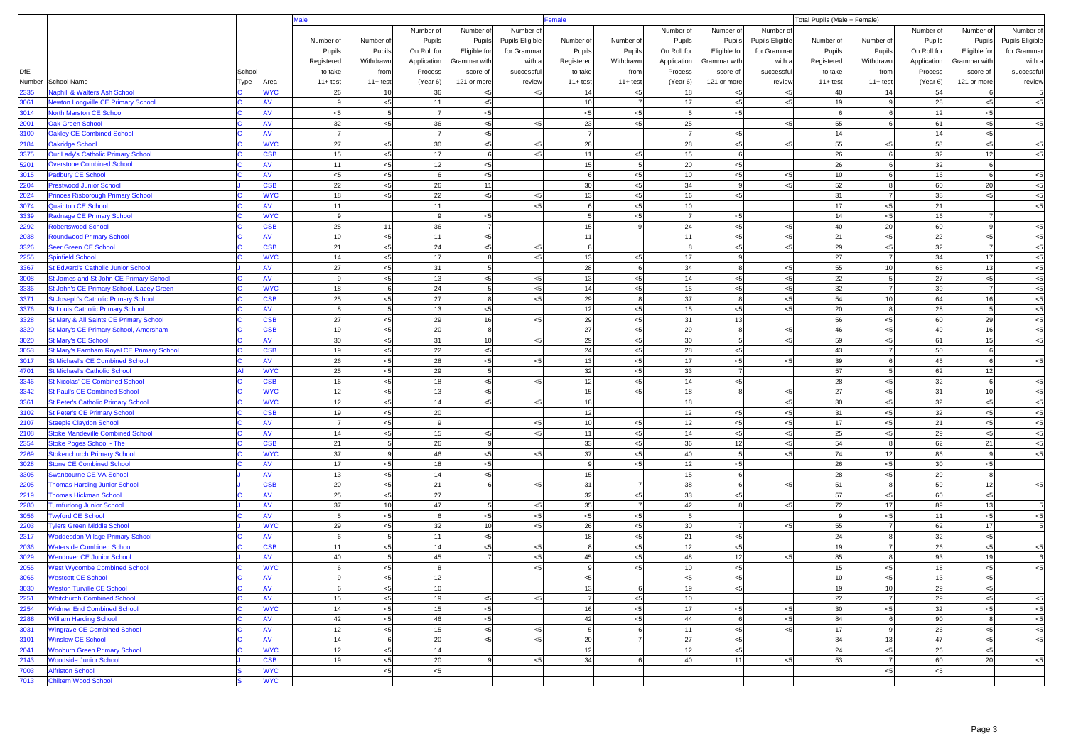| DfE | | School | | Male | | | | | Female | | | | | Total Pupils (Male + Female) | | | | |
|---|---|---|---|---|---|---|---|---|---|---|---|---|---|---|---|---|---|---|
| Number | School Name | Type | Area | Number of Pupils Registered to take 11+ test | Number of Pupils Withdrawn from 11+ test | Number of Pupils On Roll for Application Process (Year 6) | Number of Eligible for Grammar with score of 121 or more | Number of Pupils Eligible for Grammar with a successful review | Number of Pupils Registered to take 11+ test | Number of Pupils Withdrawn from 11+ test | Number of Pupils On Roll for Application Process (Year 6) | Number of Eligible for Grammar with score of 121 or more | Number of Pupils Eligible for Grammar with a successful review | Number of Pupils Registered to take 11+ test | Number of Pupils Withdrawn from 11+ test | Number of Pupils On Roll for Application Process (Year 6) | Number of Eligible for Grammar with score of 121 or more | Number of Pupils Eligible for Grammar with a successful review |
| 2335 | Naphill & Walters Ash School | C | WYC | 26 | 10 | 36 | <5 | <5 | 14 | <5 | 18 | <5 | <5 | 40 | 14 | 54 | 6 | 5 |
| 3061 | Newton Longville CE Primary School | C | AV | 9 | <5 | 11 | <5 | | 10 | 7 | 17 | <5 | <5 | 19 | 9 | 28 | <5 | <5 |
| 3014 | North Marston CE School | C | AV | <5 | 5 | 7 | <5 | | <5 | <5 | 5 | <5 | | 6 | 6 | 12 | <5 | |
| 2001 | Oak Green School | C | AV | 32 | <5 | 36 | <5 | <5 | 23 | <5 | 25 | | <5 | 55 | 6 | 61 | <5 | <5 |
| 3100 | Oakley CE Combined School | C | AV | 7 | | 7 | <5 | | 7 | | 7 | <5 | | 14 | | 14 | <5 | |
| 2184 | Oakridge School | C | WYC | 27 | <5 | 30 | <5 | <5 | 28 | | 28 | <5 | <5 | 55 | <5 | 58 | <5 | <5 |
| 3375 | Our Lady's Catholic Primary School | C | CSB | 15 | <5 | 17 | 6 | <5 | 11 | <5 | 15 | 6 | | 26 | 6 | 32 | 12 | <5 |
| 5201 | Overstone Combined School | C | AV | 11 | <5 | 12 | <5 | | 15 | 5 | 20 | <5 | | 26 | 6 | 32 | 6 | |
| 3015 | Padbury CE School | C | AV | <5 | <5 | 6 | <5 | | 6 | <5 | 10 | <5 | <5 | 10 | 6 | 16 | 6 | <5 |
| 2204 | Prestwood Junior School | J | CSB | 22 | <5 | 26 | 11 | | 30 | <5 | 34 | 9 | <5 | 52 | 8 | 60 | 20 | <5 |
| 2024 | Princes Risborough Primary School | C | WYC | 18 | <5 | 22 | <5 | <5 | 13 | <5 | 16 | <5 | | 31 | 7 | 38 | <5 | <5 |
| 3074 | Quainton CE School | C | AV | 11 | | 11 | | <5 | 6 | <5 | 10 | | | 17 | <5 | 21 | | <5 |
| 3339 | Radnage CE Primary School | C | WYC | 9 | | 9 | <5 | | 5 | <5 | 7 | <5 | | 14 | <5 | 16 | 7 | |
| 2292 | Robertswood School | C | CSB | 25 | 11 | 36 | 7 | | 15 | 9 | 24 | <5 | <5 | 40 | 20 | 60 | 9 | <5 |
| 2038 | Roundwood Primary School | C | AV | 10 | <5 | 11 | <5 | | 11 | | 11 | <5 | <5 | 21 | <5 | 22 | <5 | <5 |
| 3326 | Seer Green CE School | C | CSB | 21 | <5 | 24 | <5 | <5 | 8 | | 8 | <5 | <5 | 29 | <5 | 32 | 7 | <5 |
| 2255 | Spinfield School | C | WYC | 14 | <5 | 17 | 8 | <5 | 13 | <5 | 17 | 9 | | 27 | 7 | 34 | 17 | <5 |
| 3367 | St Edward's Catholic Junior School | J | AV | 27 | <5 | 31 | 5 | | 28 | 6 | 34 | 8 | <5 | 55 | 10 | 65 | 13 | <5 |
| 3008 | St James and St John CE Primary School | C | AV | 9 | <5 | 13 | <5 | <5 | 13 | <5 | 14 | <5 | <5 | 22 | 5 | 27 | <5 | <5 |
| 3336 | St John's CE Primary School, Lacey Green | C | WYC | 18 | 6 | 24 | 5 | <5 | 14 | <5 | 15 | <5 | <5 | 32 | 7 | 39 | 7 | <5 |
| 3371 | St Joseph's Catholic Primary School | C | CSB | 25 | <5 | 27 | 8 | <5 | 29 | 8 | 37 | 8 | <5 | 54 | 10 | 64 | 16 | <5 |
| 3376 | St Louis Catholic Primary School | C | AV | 8 | 5 | 13 | <5 | | 12 | <5 | 15 | <5 | <5 | 20 | 8 | 28 | 5 | <5 |
| 3328 | St Mary & All Saints CE Primary School | C | CSB | 27 | <5 | 29 | 16 | <5 | 29 | <5 | 31 | 13 | | 56 | <5 | 60 | 29 | <5 |
| 3320 | St Mary's CE Primary School, Amersham | C | CSB | 19 | <5 | 20 | 8 | | 27 | <5 | 29 | 8 | <5 | 46 | <5 | 49 | 16 | <5 |
| 3020 | St Mary's CE School | C | AV | 30 | <5 | 31 | 10 | <5 | 29 | <5 | 30 | 5 | <5 | 59 | <5 | 61 | 15 | <5 |
| 3053 | St Mary's Farnham Royal CE Primary School | C | CSB | 19 | <5 | 22 | <5 | | 24 | <5 | 28 | <5 | | 43 | 7 | 50 | 6 | |
| 3017 | St Michael's CE Combined School | C | AV | 26 | <5 | 28 | <5 | <5 | 13 | <5 | 17 | <5 | <5 | 39 | 6 | 45 | 6 | <5 |
| 4701 | St Michael's Catholic School | All | WYC | 25 | <5 | 29 | 5 | | 32 | <5 | 33 | 7 | | 57 | 5 | 62 | 12 | |
| 3346 | St Nicolas' CE Combined School | C | CSB | 16 | <5 | 18 | <5 | <5 | 12 | <5 | 14 | <5 | | 28 | <5 | 32 | 6 | <5 |
| 3342 | St Paul's CE Combined School | C | WYC | 12 | <5 | 13 | <5 | | 15 | <5 | 18 | 8 | <5 | 27 | <5 | 31 | 10 | <5 |
| 3361 | St Peter's Catholic Primary School | C | WYC | 12 | <5 | 14 | <5 | <5 | 18 | | 18 | | <5 | 30 | <5 | 32 | <5 | <5 |
| 3102 | St Peter's CE Primary School | C | CSB | 19 | <5 | 20 | | | 12 | | 12 | <5 | <5 | 31 | <5 | 32 | <5 | <5 |
| 2107 | Steeple Claydon School | C | AV | 7 | <5 | 9 | | <5 | 10 | <5 | 12 | <5 | <5 | 17 | <5 | 21 | <5 | <5 |
| 2108 | Stoke Mandeville Combined School | C | AV | 14 | <5 | 15 | <5 | <5 | 11 | <5 | 14 | <5 | <5 | 25 | <5 | 29 | <5 | <5 |
| 2354 | Stoke Poges School - The | C | CSB | 21 | 5 | 26 | 9 | | 33 | <5 | 36 | 12 | <5 | 54 | 8 | 62 | 21 | <5 |
| 2269 | Stokenchurch Primary School | C | WYC | 37 | 9 | 46 | <5 | <5 | 37 | <5 | 40 | 5 | <5 | 74 | 12 | 86 | 9 | <5 |
| 3028 | Stone CE Combined School | C | AV | 17 | <5 | 18 | <5 | | 9 | <5 | 12 | <5 | | 26 | <5 | 30 | <5 | |
| 3305 | Swanbourne CE VA School | J | AV | 13 | <5 | 14 | <5 | | 15 | | 15 | 6 | | 28 | <5 | 29 | 8 | |
| 2205 | Thomas Harding Junior School | J | CSB | 20 | <5 | 21 | 6 | <5 | 31 | 7 | 38 | 6 | <5 | 51 | 8 | 59 | 12 | <5 |
| 2219 | Thomas Hickman School | C | AV | 25 | <5 | 27 | | | 32 | <5 | 33 | <5 | | 57 | <5 | 60 | <5 | |
| 2280 | Turnfurlong Junior School | J | AV | 37 | 10 | 47 | 5 | <5 | 35 | 7 | 42 | 8 | <5 | 72 | 17 | 89 | 13 | 5 |
| 3056 | Twyford CE School | C | AV | 5 | <5 | 6 | <5 | <5 | <5 | <5 | 5 | | | 9 | <5 | 11 | <5 | <5 |
| 2203 | Tylers Green Middle School | J | WYC | 29 | <5 | 32 | 10 | <5 | 26 | <5 | 30 | 7 | <5 | 55 | 7 | 62 | 17 | 5 |
| 2317 | Waddesdon Village Primary School | C | AV | 6 | 5 | 11 | <5 | | 18 | <5 | 21 | <5 | | 24 | 8 | 32 | <5 | |
| 2036 | Waterside Combined School | C | CSB | 11 | <5 | 14 | <5 | <5 | 8 | <5 | 12 | <5 | | 19 | 7 | 26 | <5 | <5 |
| 3029 | Wendover CE Junior School | J | AV | 40 | 5 | 45 | 7 | <5 | 45 | <5 | 48 | 12 | <5 | 85 | 8 | 93 | 19 | 6 |
| 2055 | West Wycombe Combined School | C | WYC | 6 | <5 | 8 | | <5 | 9 | <5 | 10 | <5 | | 15 | <5 | 18 | <5 | <5 |
| 3065 | Westcott CE School | C | AV | 9 | <5 | 12 | | | <5 | | <5 | <5 | | 10 | <5 | 13 | <5 | |
| 3030 | Weston Turville CE School | C | AV | 6 | <5 | 10 | | | 13 | 6 | 19 | <5 | | 19 | 10 | 29 | <5 | |
| 2251 | Whitchurch Combined School | C | AV | 15 | <5 | 19 | <5 | <5 | 7 | <5 | 10 | | | 22 | 7 | 29 | <5 | <5 |
| 2254 | Widmer End Combined School | C | WYC | 14 | <5 | 15 | <5 | | 16 | <5 | 17 | <5 | <5 | 30 | <5 | 32 | <5 | <5 |
| 2288 | William Harding School | C | AV | 42 | <5 | 46 | <5 | | 42 | <5 | 44 | 6 | <5 | 84 | 6 | 90 | 8 | <5 |
| 3031 | Wingrave CE Combined School | C | AV | 12 | <5 | 15 | <5 | <5 | 5 | 6 | 11 | <5 | <5 | 17 | 9 | 26 | <5 | <5 |
| 3101 | Winslow CE School | C | AV | 14 | 6 | 20 | <5 | <5 | 20 | 7 | 27 | <5 | | 34 | 13 | 47 | <5 | <5 |
| 2041 | Wooburn Green Primary School | C | WYC | 12 | <5 | 14 | | | 12 | | 12 | <5 | | 24 | <5 | 26 | <5 | |
| 2143 | Woodside Junior School | J | CSB | 19 | <5 | 20 | 9 | <5 | 34 | 6 | 40 | 11 | <5 | 53 | 7 | 60 | 20 | <5 |
| 7003 | Alfriston School | S | WYC | | <5 | <5 | | | | | | | | | <5 | <5 | | |
| 7013 | Chiltern Wood School | S | WYC | | | | | | | | | | | | | | | |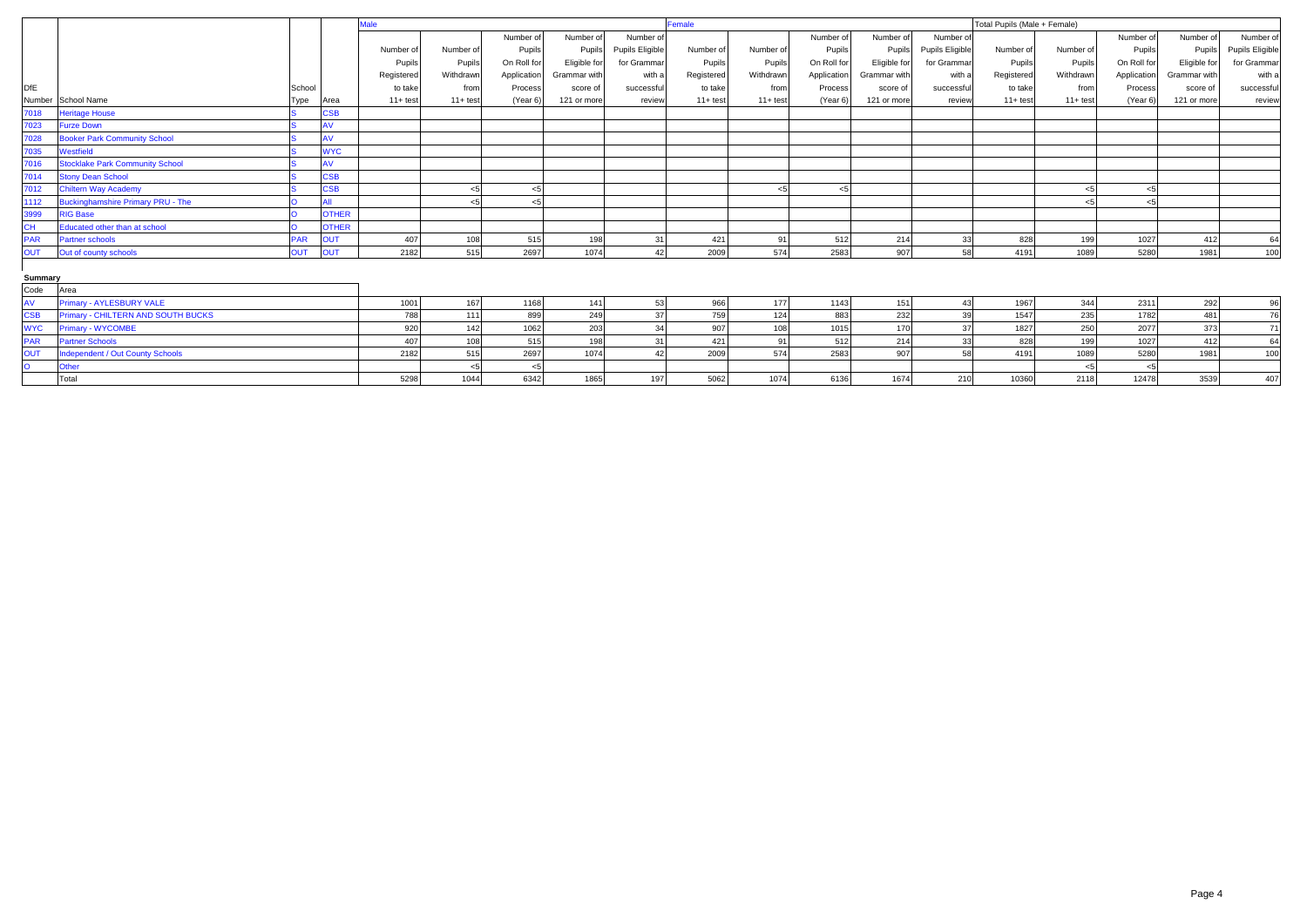| DfE Number | School Name | School Type | Area | Male | | | | | Female | | | | | Total Pupils (Male + Female) | | | | |
|---|---|---|---|---|---|---|---|---|---|---|---|---|---|---|---|---|---|---|
| | | | | Number of Pupils Registered to take 11+ test | Number of Pupils Withdrawn from 11+ test | Number of Pupils On Roll for Application Process (Year 6) | Number of Pupils Eligible for Grammar with score of 121 or more | Number of Pupils Eligible for Grammar with a successful review | Number of Pupils Registered to take 11+ test | Number of Pupils Withdrawn from 11+ test | Number of Pupils On Roll for Application Process (Year 6) | Number of Pupils Eligible for Grammar with score of 121 or more | Number of Pupils Eligible for Grammar with a successful review | Number of Pupils Registered to take 11+ test | Number of Pupils Withdrawn from 11+ test | Number of Pupils On Roll for Application Process (Year 6) | Number of Pupils Eligible for Grammar with score of 121 or more | Number of Pupils Eligible for Grammar with a successful review |
| 7018 | Heritage House | S | CSB | | | | | | | | | | | | | | | |
| 7023 | Furze Down | S | AV | | | | | | | | | | | | | | | |
| 7028 | Booker Park Community School | S | AV | | | | | | | | | | | | | | | |
| 7035 | Westfield | S | WYC | | | | | | | | | | | | | | | |
| 7016 | Stocklake Park Community School | S | AV | | | | | | | | | | | | | | | |
| 7014 | Stony Dean School | S | CSB | | | | | | | | | | | | | | | |
| 7012 | Chiltern Way Academy | S | CSB | | <5 | <5 | | | | <5 | <5 | | | | <5 | <5 | | |
| 1112 | Buckinghamshire Primary PRU - The | O | All | | <5 | <5 | | | | | | | | | <5 | <5 | | |
| 3999 | RIG Base | O | OTHER | | | | | | | | | | | | | | | |
| CH | Educated other than at school | O | OTHER | | | | | | | | | | | | | | | |
| PAR | Partner schools | PAR | OUT | 407 | 108 | 515 | 198 | 31 | 421 | 91 | 512 | 214 | 33 | 828 | 199 | 1027 | 412 | 64 |
| OUT | Out of county schools | OUT | OUT | 2182 | 515 | 2697 | 1074 | 42 | 2009 | 574 | 2583 | 907 | 58 | 4191 | 1089 | 5280 | 1981 | 100 |

**Summary**

| Code | Area | Male Registered | Male Withdrawn | Male On Roll | Male Eligible 121+ | Male Eligible review | Female Registered | Female Withdrawn | Female On Roll | Female Eligible 121+ | Female Eligible review | Total Registered | Total Withdrawn | Total On Roll | Total Eligible 121+ | Total Eligible review |
|---|---|---|---|---|---|---|---|---|---|---|---|---|---|---|---|---|
| AV | Primary - AYLESBURY VALE | 1001 | 167 | 1168 | 141 | 53 | 966 | 177 | 1143 | 151 | 43 | 1967 | 344 | 2311 | 292 | 96 |
| CSB | Primary - CHILTERN AND SOUTH BUCKS | 788 | 111 | 899 | 249 | 37 | 759 | 124 | 883 | 232 | 39 | 1547 | 235 | 1782 | 481 | 76 |
| WYC | Primary - WYCOMBE | 920 | 142 | 1062 | 203 | 34 | 907 | 108 | 1015 | 170 | 37 | 1827 | 250 | 2077 | 373 | 71 |
| PAR | Partner Schools | 407 | 108 | 515 | 198 | 31 | 421 | 91 | 512 | 214 | 33 | 828 | 199 | 1027 | 412 | 64 |
| OUT | Independent / Out County Schools | 2182 | 515 | 2697 | 1074 | 42 | 2009 | 574 | 2583 | 907 | 58 | 4191 | 1089 | 5280 | 1981 | 100 |
| O | Other | | <5 | <5 | | | | | | | | | <5 | <5 | | |
| | Total | 5298 | 1044 | 6342 | 1865 | 197 | 5062 | 1074 | 6136 | 1674 | 210 | 10360 | 2118 | 12478 | 3539 | 407 |